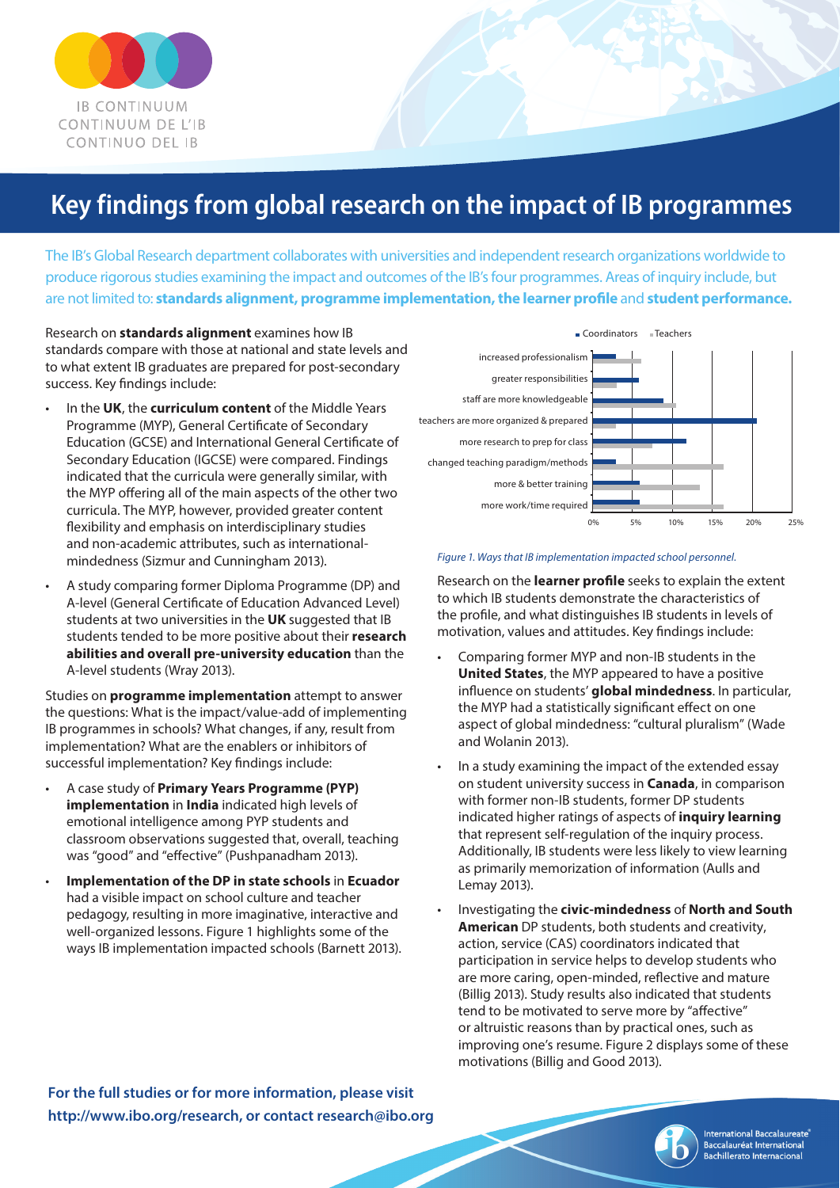IB CONTINUUM
CONTINUUM DE L'IB
CONTINUO DEL IB

# Key findings from global research on the impact of IB programmes

The IB's Global Research department collaborates with universities and independent research organizations worldwide to produce rigorous studies examining the impact and outcomes of the IB's four programmes. Areas of inquiry include, but are not limited to: **standards alignment, programme implementation, the learner profile** and **student performance.**

Research on **standards alignment** examines how IB standards compare with those at national and state levels and to what extent IB graduates are prepared for post-secondary success. Key findings include:

- In the **UK**, the **curriculum content** of the Middle Years Programme (MYP), General Certificate of Secondary Education (GCSE) and International General Certificate of Secondary Education (IGCSE) were compared. Findings indicated that the curricula were generally similar, with the MYP offering all of the main aspects of the other two curricula. The MYP, however, provided greater content flexibility and emphasis on interdisciplinary studies and non-academic attributes, such as international-mindedness (Sizmur and Cunningham 2013).
- A study comparing former Diploma Programme (DP) and A-level (General Certificate of Education Advanced Level) students at two universities in the **UK** suggested that IB students tended to be more positive about their **research abilities and overall pre-university education** than the A-level students (Wray 2013).

Studies on **programme implementation** attempt to answer the questions: What is the impact/value-add of implementing IB programmes in schools? What changes, if any, result from implementation? What are the enablers or inhibitors of successful implementation? Key findings include:

- A case study of **Primary Years Programme (PYP) implementation** in **India** indicated high levels of emotional intelligence among PYP students and classroom observations suggested that, overall, teaching was "good" and "effective" (Pushpanadham 2013).
- **Implementation of the DP in state schools** in **Ecuador** had a visible impact on school culture and teacher pedagogy, resulting in more imaginative, interactive and well-organized lessons. Figure 1 highlights some of the ways IB implementation impacted schools (Barnett 2013).

| | Coordinators | Teachers |
|---|---|---|
| increased professionalism | ~3% | ~6% |
| greater responsibilities | ~6% | ~3% |
| staff are more knowledgeable | ~9% | ~10% |
| teachers are more organized & prepared | ~20% | ~3% |
| more research to prep for class | ~11% | ~7% |
| changed teaching paradigm/methods | ~3% | ~16% |
| more & better training | ~6% | ~13% |
| more work/time required | ~6% | ~16% |

*Figure 1. Ways that IB implementation impacted school personnel.*

Research on the **learner profile** seeks to explain the extent to which IB students demonstrate the characteristics of the profile, and what distinguishes IB students in levels of motivation, values and attitudes. Key findings include:

- Comparing former MYP and non-IB students in the **United States**, the MYP appeared to have a positive influence on students' **global mindedness**. In particular, the MYP had a statistically significant effect on one aspect of global mindedness: "cultural pluralism" (Wade and Wolanin 2013).
- In a study examining the impact of the extended essay on student university success in **Canada**, in comparison with former non-IB students, former DP students indicated higher ratings of aspects of **inquiry learning** that represent self-regulation of the inquiry process. Additionally, IB students were less likely to view learning as primarily memorization of information (Aulls and Lemay 2013).
- Investigating the **civic-mindedness** of **North and South American** DP students, both students and creativity, action, service (CAS) coordinators indicated that participation in service helps to develop students who are more caring, open-minded, reflective and mature (Billig 2013). Study results also indicated that students tend to be motivated to serve more by "affective" or altruistic reasons than by practical ones, such as improving one's resume. Figure 2 displays some of these motivations (Billig and Good 2013).

**For the full studies or for more information, please visit http://www.ibo.org/research, or contact research@ibo.org**

International Baccalaureate®
Baccalauréat International
Bachillerato Internacional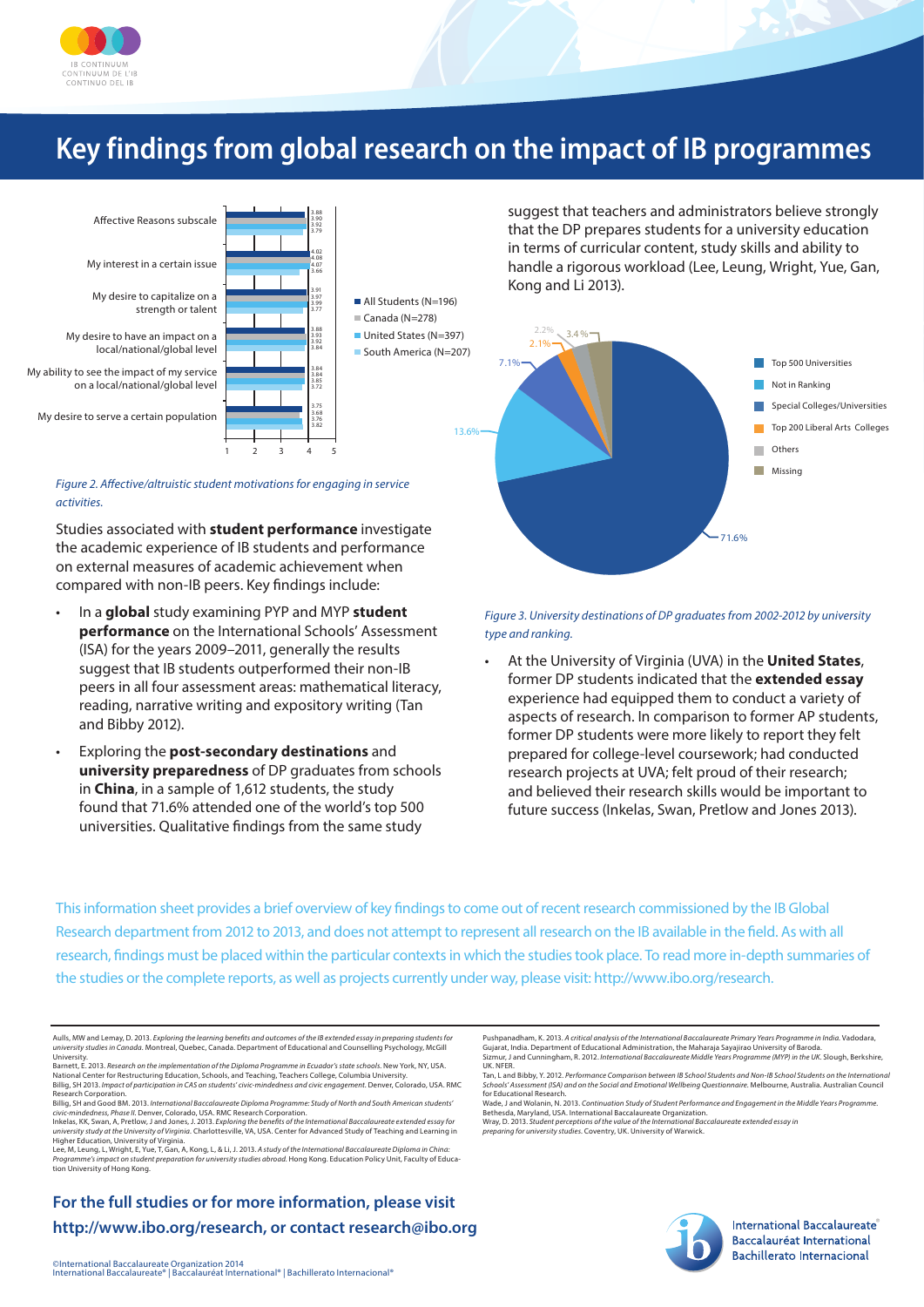# Key findings from global research on the impact of IB programmes

Affective Reasons subscale
My interest in a certain issue
My desire to capitalize on a strength or talent
My desire to have an impact on a local/national/global level
My ability to see the impact of my service on a local/national/global level
My desire to serve a certain population

3.88
3.90
3.92
3.79
4.02
4.08
4.07
3.66
3.91
3.97
3.99
3.77
3.88
3.93
3.92
3.84
3.84
3.84
3.85
3.72
3.75
3.68
3.76
3.82

1 2 3 4 5

All Students (N=196)
Canada (N=278)
United States (N=397)
South America (N=207)

*Figure 2. Affective/altruistic student motivations for engaging in service activities.*

Studies associated with **student performance** investigate the academic experience of IB students and performance on external measures of academic achievement when compared with non-IB peers. Key findings include:

- In a **global** study examining PYP and MYP **student performance** on the International Schools' Assessment (ISA) for the years 2009–2011, generally the results suggest that IB students outperformed their non-IB peers in all four assessment areas: mathematical literacy, reading, narrative writing and expository writing (Tan and Bibby 2012).
- Exploring the **post-secondary destinations** and **university preparedness** of DP graduates from schools in **China**, in a sample of 1,612 students, the study found that 71.6% attended one of the world's top 500 universities. Qualitative findings from the same study suggest that teachers and administrators believe strongly that the DP prepares students for a university education in terms of curricular content, study skills and ability to handle a rigorous workload (Lee, Leung, Wright, Yue, Gan, Kong and Li 2013).

71.6%
13.6%
7.1%
2.1%
2.2%
3.4%

Top 500 Universities
Not in Ranking
Special Colleges/Universities
Top 200 Liberal Arts Colleges
Others
Missing

*Figure 3. University destinations of DP graduates from 2002-2012 by university type and ranking.*

- At the University of Virginia (UVA) in the **United States**, former DP students indicated that the **extended essay** experience had equipped them to conduct a variety of aspects of research. In comparison to former AP students, former DP students were more likely to report they felt prepared for college-level coursework; had conducted research projects at UVA; felt proud of their research; and believed their research skills would be important to future success (Inkelas, Swan, Pretlow and Jones 2013).

This information sheet provides a brief overview of key findings to come out of recent research commissioned by the IB Global Research department from 2012 to 2013, and does not attempt to represent all research on the IB available in the field. As with all research, findings must be placed within the particular contexts in which the studies took place. To read more in-depth summaries of the studies or the complete reports, as well as projects currently under way, please visit: http://www.ibo.org/research.

Aulls, MW and Lemay, D. 2013. *Exploring the learning benefits and outcomes of the IB extended essay in preparing students for university studies in Canada.* Montreal, Quebec, Canada. Department of Educational and Counselling Psychology, McGill University.
Barnett, E. 2013. *Research on the implementation of the Diploma Programme in Ecuador's state schools.* New York, NY, USA. National Center for Restructuring Education, Schools, and Teaching, Teachers College, Columbia University.
Billig, SH 2013. *Impact of participation in CAS on students' civic-mindedness and civic engagement.* Denver, Colorado, USA. RMC Research Corporation.
Billig, SH and Good BM. 2013. *International Baccalaureate Diploma Programme: Study of North and South American students' civic-mindedness, Phase II.* Denver, Colorado, USA. RMC Research Corporation.
Inkelas, KK, Swan, A, Pretlow, J and Jones, J. 2013. *Exploring the benefits of the International Baccalaureate extended essay for university study at the University of Virginia.* Charlottesville, VA, USA. Center for Advanced Study of Teaching and Learning in Higher Education, University of Virginia.
Lee, M, Leung, L, Wright, E, Yue, T, Gan, A, Kong, L, & Li, J. 2013. *A study of the International Baccalaureate Diploma in China: Programme's impact on student preparation for university studies abroad.* Hong Kong. Education Policy Unit, Faculty of Education University of Hong Kong.
Pushpanadham, K. 2013. *A critical analysis of the International Baccalaureate Primary Years Programme in India.* Vadodara, Gujarat, India. Department of Educational Administration, the Maharaja Sayajirao University of Baroda.
Sizmur, J and Cunningham, R. 2012. *International Baccalaureate Middle Years Programme (MYP) in the UK.* Slough, Berkshire, UK. NFER.
Tan, L and Bibby, Y. 2012. *Performance Comparison between IB School Students and Non-IB School Students on the International Schools' Assessment (ISA) and on the Social and Emotional Wellbeing Questionnaire.* Melbourne, Australia. Australian Council for Educational Research.
Wade, J and Wolanin, N. 2013. *Continuation Study of Student Performance and Engagement in the Middle Years Programme.* Bethesda, Maryland, USA. International Baccalaureate Organization.
Wray, D. 2013. *Student perceptions of the value of the International Baccalaureate extended essay in preparing for university studies.* Coventry, UK. University of Warwick.

**For the full studies or for more information, please visit http://www.ibo.org/research, or contact research@ibo.org**

©International Baccalaureate Organization 2014
International Baccalaureate® | Baccalauréat International® | Bachillerato Internacional®